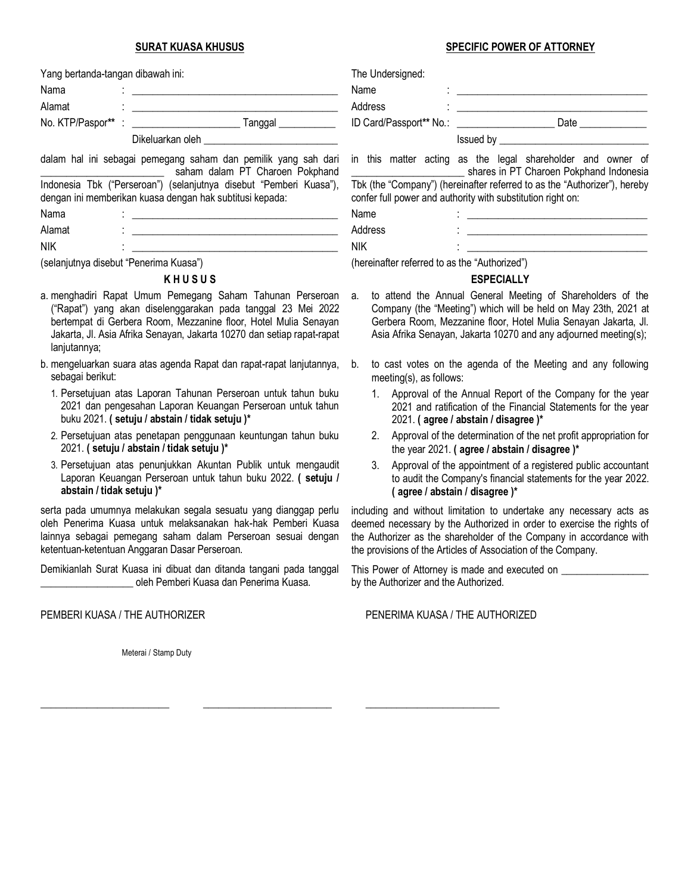## SURAT KUASA KHUSUS

Yang bertanda-tangan dibawah ini:

Nama : ________________________________________

Alamat : ________________________________________

No. KTP/Paspor** : ____________________ Tanggal ___________

Dikeluarkan oleh ________________________

dalam hal ini sebagai pemegang saham dan pemilik yang sah dari ______________________ saham dalam PT Charoen Pokphand Indonesia Tbk ("Perseroan") (selanjutnya disebut "Pemberi Kuasa"), dengan ini memberikan kuasa dengan hak subtitusi kepada:

Nama : ________________________________________

Alamat : ________________________________________

NIK : ________________________________________

(selanjutnya disebut "Penerima Kuasa")

**K H U S U S**

a. menghadiri Rapat Umum Pemegang Saham Tahunan Perseroan ("Rapat") yang akan diselenggarakan pada tanggal 23 Mei 2022 bertempat di Gerbera Room, Mezzanine floor, Hotel Mulia Senayan Jakarta, Jl. Asia Afrika Senayan, Jakarta 10270 dan setiap rapat-rapat lanjutannya;

b. mengeluarkan suara atas agenda Rapat dan rapat-rapat lanjutannya, sebagai berikut:

1. Persetujuan atas Laporan Tahunan Perseroan untuk tahun buku 2021 dan pengesahan Laporan Keuangan Perseroan untuk tahun buku 2021. **( setuju / abstain / tidak setuju )***
2. Persetujuan atas penetapan penggunaan keuntungan tahun buku 2021. **( setuju / abstain / tidak setuju )***
3. Persetujuan atas penunjukkan Akuntan Publik untuk mengaudit Laporan Keuangan Perseroan untuk tahun buku 2022. **( setuju / abstain / tidak setuju )***

serta pada umumnya melakukan segala sesuatu yang dianggap perlu oleh Penerima Kuasa untuk melaksanakan hak-hak Pemberi Kuasa lainnya sebagai pemegang saham dalam Perseroan sesuai dengan ketentuan-ketentuan Anggaran Dasar Perseroan.

Demikianlah Surat Kuasa ini dibuat dan ditanda tangani pada tanggal __________________ oleh Pemberi Kuasa dan Penerima Kuasa.

## SPECIFIC POWER OF ATTORNEY

The Undersigned:

Name : ____________________________________

Address : ____________________________________

ID Card/Passport** No.: __________________ Date _____________

Issued by ____________________________

in this matter acting as the legal shareholder and owner of _____________________ shares in PT Charoen Pokphand Indonesia Tbk (the "Company") (hereinafter referred to as the "Authorizer"), hereby confer full power and authority with substitution right on:

Name : ____________________________________

Address : ____________________________________

NIK : ____________________________________

(hereinafter referred to as the "Authorized")

**ESPECIALLY**

a. to attend the Annual General Meeting of Shareholders of the Company (the "Meeting") which will be held on May 23th, 2021 at Gerbera Room, Mezzanine floor, Hotel Mulia Senayan Jakarta, Jl. Asia Afrika Senayan, Jakarta 10270 and any adjourned meeting(s);

b. to cast votes on the agenda of the Meeting and any following meeting(s), as follows:

1. Approval of the Annual Report of the Company for the year 2021 and ratification of the Financial Statements for the year 2021. **( agree / abstain / disagree )***
2. Approval of the determination of the net profit appropriation for the year 2021. **( agree / abstain / disagree )***
3. Approval of the appointment of a registered public accountant to audit the Company's financial statements for the year 2022. **( agree / abstain / disagree )***

including and without limitation to undertake any necessary acts as deemed necessary by the Authorized in order to exercise the rights of the Authorizer as the shareholder of the Company in accordance with the provisions of the Articles of Association of the Company.

This Power of Attorney is made and executed on ________________ by the Authorizer and the Authorized.

PEMBERI KUASA / THE AUTHORIZER

Meterai / Stamp Duty

_________________________ _________________________

PENERIMA KUASA / THE AUTHORIZED

_________________________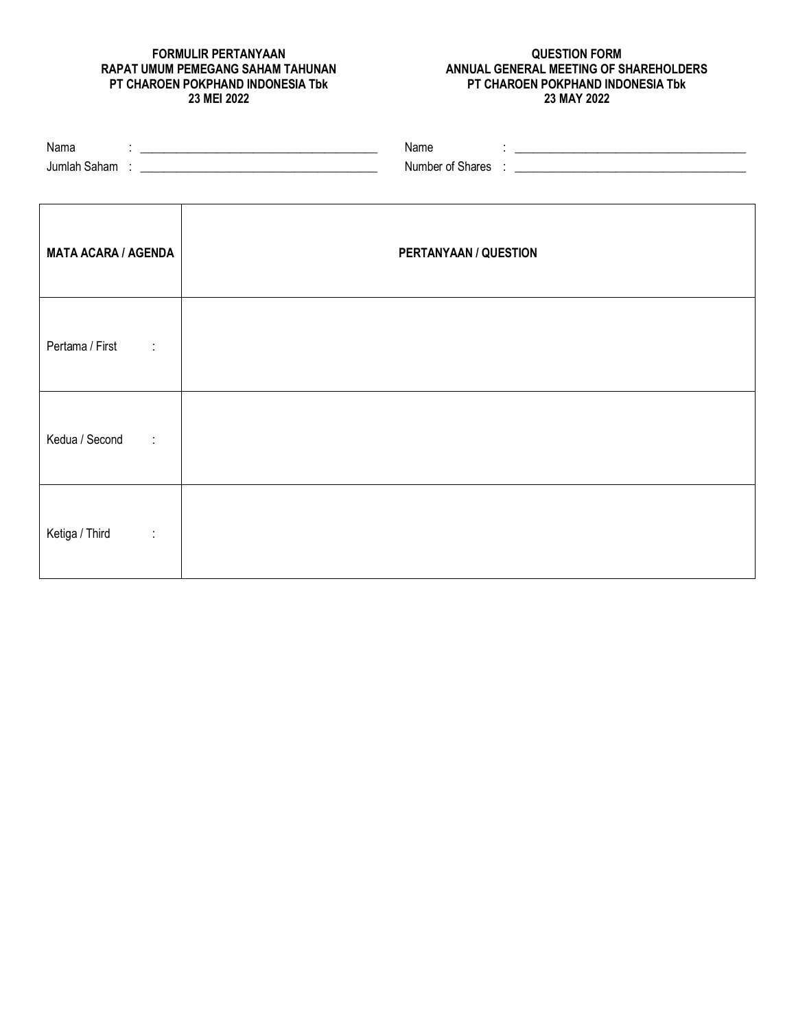**FORMULIR PERTANYAAN**
**RAPAT UMUM PEMEGANG SAHAM TAHUNAN**
**PT CHAROEN POKPHAND INDONESIA Tbk**
**23 MEI 2022**

**QUESTION FORM**
**ANNUAL GENERAL MEETING OF SHAREHOLDERS**
**PT CHAROEN POKPHAND INDONESIA Tbk**
**23 MAY 2022**

Nama : ________________________________________

Jumlah Saham : ________________________________________

Name : ________________________________________

Number of Shares : ________________________________________

| MATA ACARA / AGENDA | PERTANYAAN / QUESTION |
|---|---|
| Pertama / First : | |
| Kedua / Second : | |
| Ketiga / Third : | |